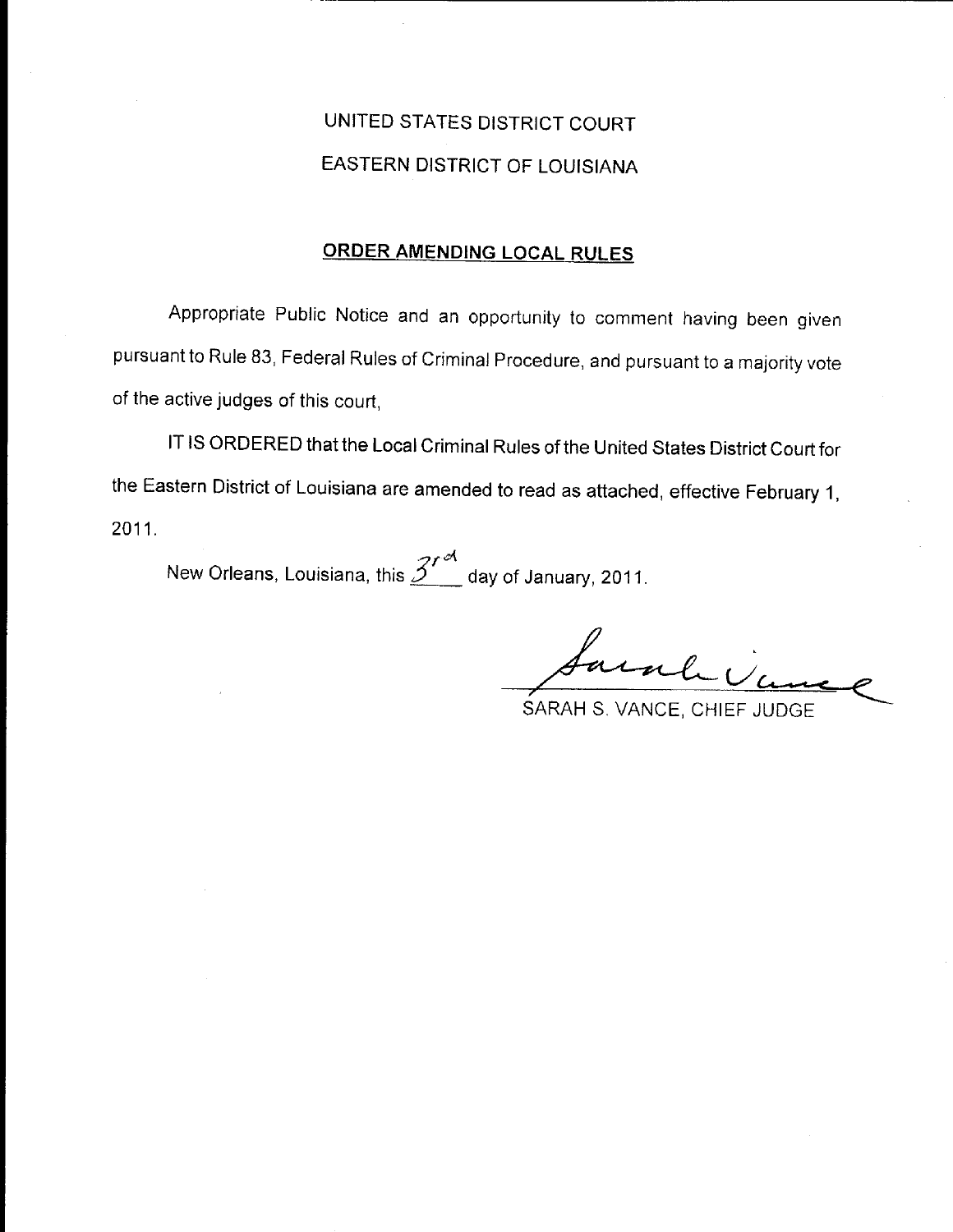UNITED STATES DISTRICT COURT

EASTERN DISTRICT OF LOUISIANA

**ORDER AMENDING LOCAL RULES**

Appropriate Public Notice and an opportunity to comment having been given pursuant to Rule 83, Federal Rules of Criminal Procedure, and pursuant to a majority vote of the active judges of this court,

IT IS ORDERED that the Local Criminal Rules of the United States District Court for the Eastern District of Louisiana are amended to read as attached, effective February 1, 2011.

New Orleans, Louisiana, this 3rd day of January, 2011.

Sarah Vance

SARAH S. VANCE, CHIEF JUDGE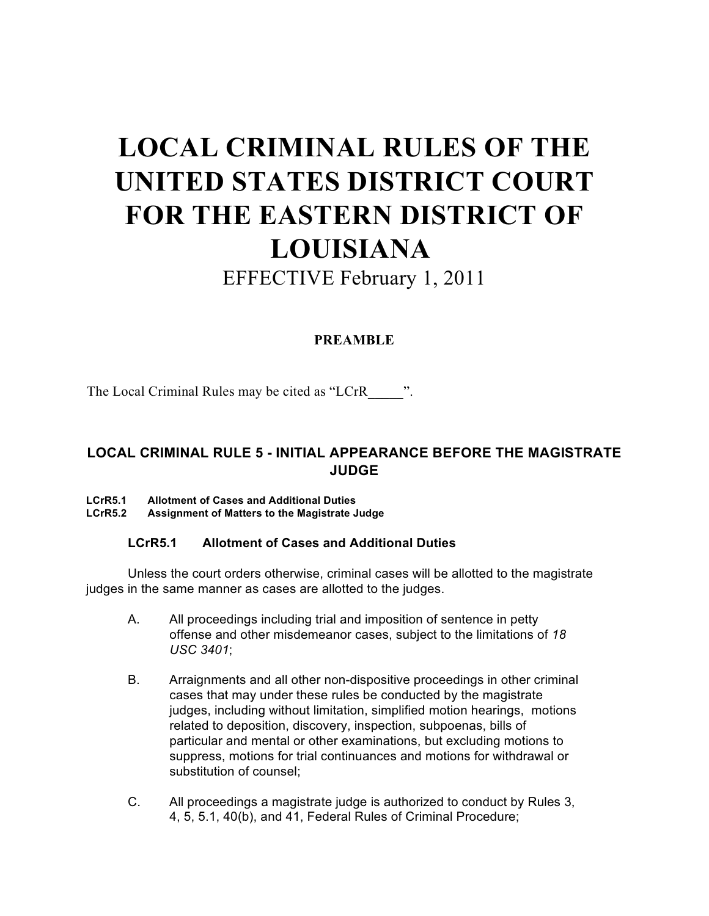# LOCAL CRIMINAL RULES OF THE UNITED STATES DISTRICT COURT FOR THE EASTERN DISTRICT OF LOUISIANA

EFFECTIVE February 1, 2011

## PREAMBLE

The Local Criminal Rules may be cited as "LCrR_____".

## LOCAL CRIMINAL RULE 5 - INITIAL APPEARANCE BEFORE THE MAGISTRATE JUDGE

**LCrR5.1 Allotment of Cases and Additional Duties**
**LCrR5.2 Assignment of Matters to the Magistrate Judge**

### LCrR5.1 Allotment of Cases and Additional Duties

Unless the court orders otherwise, criminal cases will be allotted to the magistrate judges in the same manner as cases are allotted to the judges.

A. All proceedings including trial and imposition of sentence in petty offense and other misdemeanor cases, subject to the limitations of *18 USC 3401*;

B. Arraignments and all other non-dispositive proceedings in other criminal cases that may under these rules be conducted by the magistrate judges, including without limitation, simplified motion hearings, motions related to deposition, discovery, inspection, subpoenas, bills of particular and mental or other examinations, but excluding motions to suppress, motions for trial continuances and motions for withdrawal or substitution of counsel;

C. All proceedings a magistrate judge is authorized to conduct by Rules 3, 4, 5, 5.1, 40(b), and 41, Federal Rules of Criminal Procedure;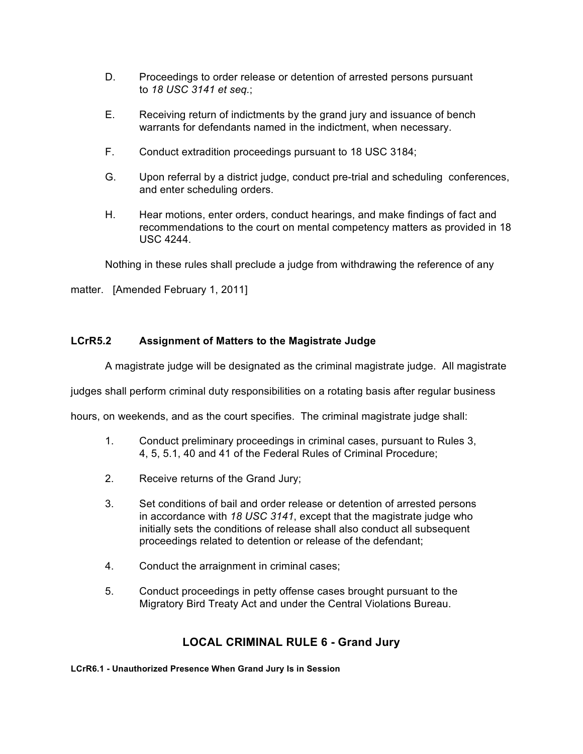D. Proceedings to order release or detention of arrested persons pursuant to *18 USC 3141 et seq.*;

E. Receiving return of indictments by the grand jury and issuance of bench warrants for defendants named in the indictment, when necessary.

F. Conduct extradition proceedings pursuant to 18 USC 3184;

G. Upon referral by a district judge, conduct pre-trial and scheduling conferences, and enter scheduling orders.

H. Hear motions, enter orders, conduct hearings, and make findings of fact and recommendations to the court on mental competency matters as provided in 18 USC 4244.

Nothing in these rules shall preclude a judge from withdrawing the reference of any matter. [Amended February 1, 2011]

### LCrR5.2 Assignment of Matters to the Magistrate Judge

A magistrate judge will be designated as the criminal magistrate judge. All magistrate judges shall perform criminal duty responsibilities on a rotating basis after regular business hours, on weekends, and as the court specifies. The criminal magistrate judge shall:

1. Conduct preliminary proceedings in criminal cases, pursuant to Rules 3, 4, 5, 5.1, 40 and 41 of the Federal Rules of Criminal Procedure;
2. Receive returns of the Grand Jury;
3. Set conditions of bail and order release or detention of arrested persons in accordance with *18 USC 3141*, except that the magistrate judge who initially sets the conditions of release shall also conduct all subsequent proceedings related to detention or release of the defendant;
4. Conduct the arraignment in criminal cases;
5. Conduct proceedings in petty offense cases brought pursuant to the Migratory Bird Treaty Act and under the Central Violations Bureau.

## LOCAL CRIMINAL RULE 6 - Grand Jury

#### LCrR6.1 - Unauthorized Presence When Grand Jury Is in Session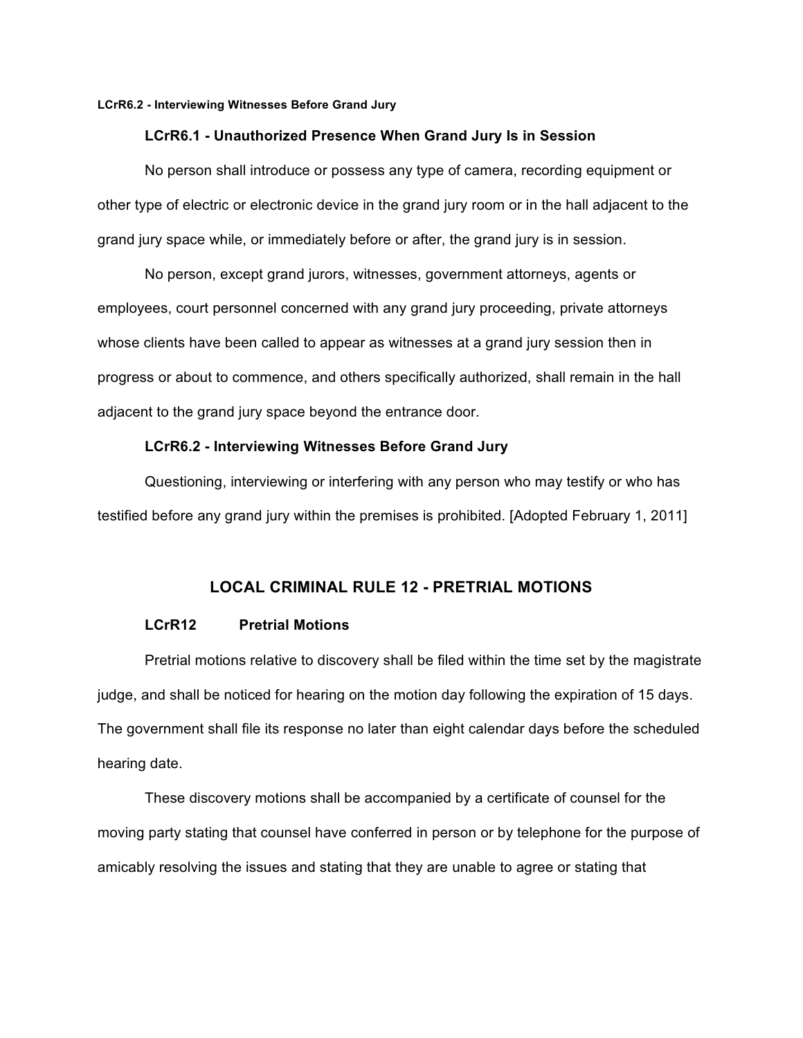**LCrR6.2 - Interviewing Witnesses Before Grand Jury**

### LCrR6.1 - Unauthorized Presence When Grand Jury Is in Session

No person shall introduce or possess any type of camera, recording equipment or other type of electric or electronic device in the grand jury room or in the hall adjacent to the grand jury space while, or immediately before or after, the grand jury is in session.

No person, except grand jurors, witnesses, government attorneys, agents or employees, court personnel concerned with any grand jury proceeding, private attorneys whose clients have been called to appear as witnesses at a grand jury session then in progress or about to commence, and others specifically authorized, shall remain in the hall adjacent to the grand jury space beyond the entrance door.

### LCrR6.2 - Interviewing Witnesses Before Grand Jury

Questioning, interviewing or interfering with any person who may testify or who has testified before any grand jury within the premises is prohibited. [Adopted February 1, 2011]

## LOCAL CRIMINAL RULE 12 - PRETRIAL MOTIONS

### LCrR12 Pretrial Motions

Pretrial motions relative to discovery shall be filed within the time set by the magistrate judge, and shall be noticed for hearing on the motion day following the expiration of 15 days. The government shall file its response no later than eight calendar days before the scheduled hearing date.

These discovery motions shall be accompanied by a certificate of counsel for the moving party stating that counsel have conferred in person or by telephone for the purpose of amicably resolving the issues and stating that they are unable to agree or stating that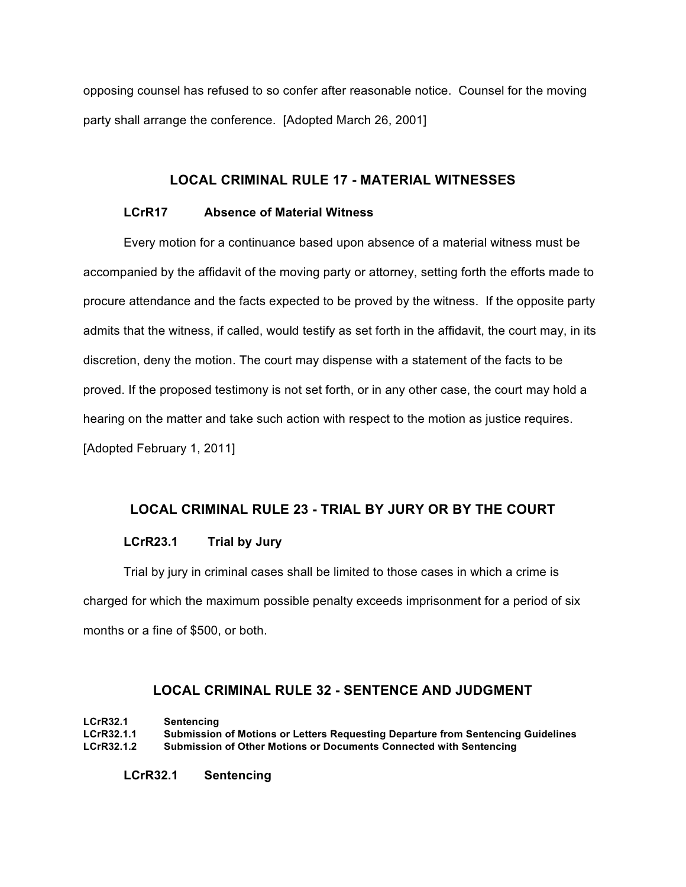opposing counsel has refused to so confer after reasonable notice. Counsel for the moving party shall arrange the conference. [Adopted March 26, 2001]

## LOCAL CRIMINAL RULE 17 - MATERIAL WITNESSES

### LCrR17 Absence of Material Witness

Every motion for a continuance based upon absence of a material witness must be accompanied by the affidavit of the moving party or attorney, setting forth the efforts made to procure attendance and the facts expected to be proved by the witness. If the opposite party admits that the witness, if called, would testify as set forth in the affidavit, the court may, in its discretion, deny the motion. The court may dispense with a statement of the facts to be proved. If the proposed testimony is not set forth, or in any other case, the court may hold a hearing on the matter and take such action with respect to the motion as justice requires. [Adopted February 1, 2011]

## LOCAL CRIMINAL RULE 23 - TRIAL BY JURY OR BY THE COURT

### LCrR23.1 Trial by Jury

Trial by jury in criminal cases shall be limited to those cases in which a crime is charged for which the maximum possible penalty exceeds imprisonment for a period of six months or a fine of $500, or both.

## LOCAL CRIMINAL RULE 32 - SENTENCE AND JUDGMENT

**LCrR32.1 Sentencing**
**LCrR32.1.1 Submission of Motions or Letters Requesting Departure from Sentencing Guidelines**
**LCrR32.1.2 Submission of Other Motions or Documents Connected with Sentencing**

### LCrR32.1 Sentencing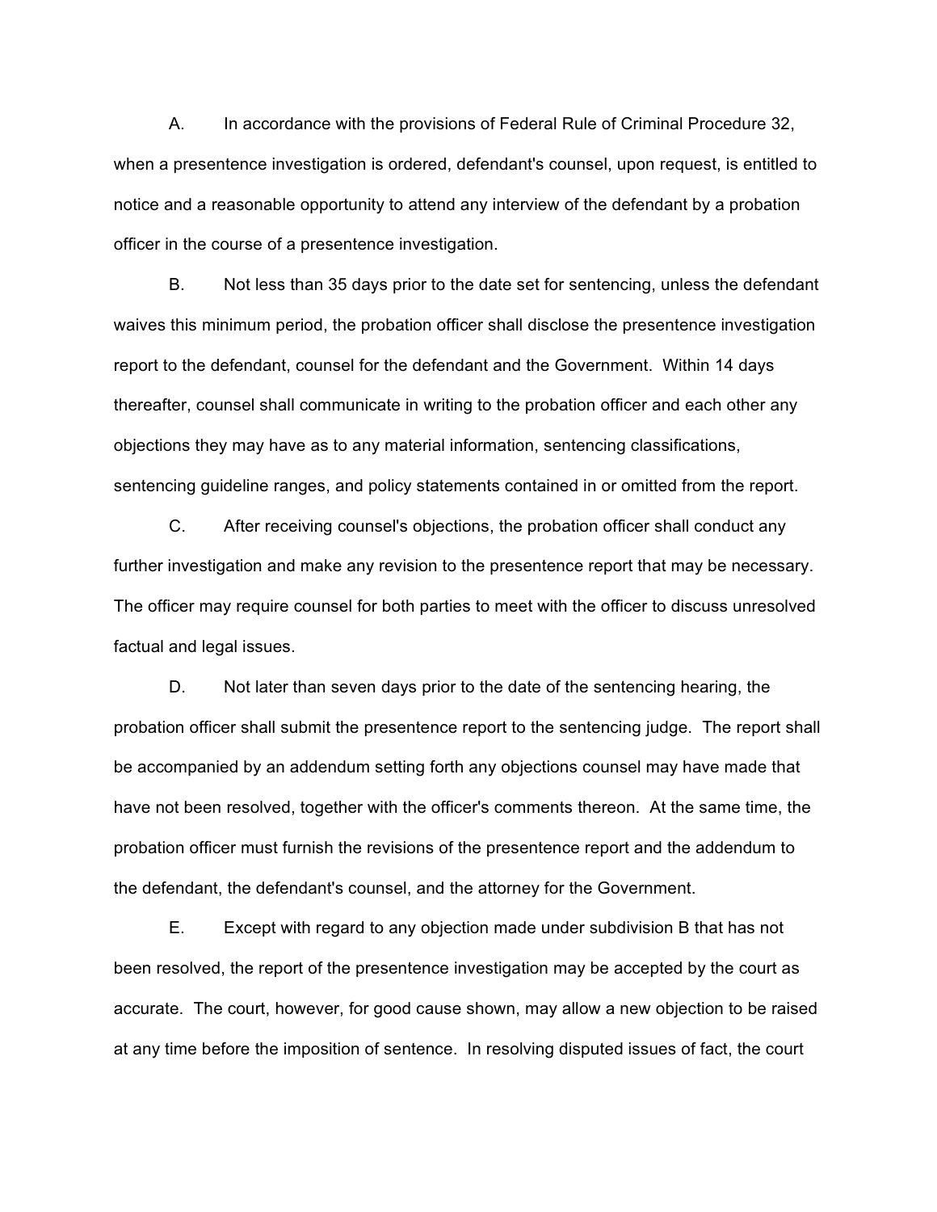A. In accordance with the provisions of Federal Rule of Criminal Procedure 32, when a presentence investigation is ordered, defendant's counsel, upon request, is entitled to notice and a reasonable opportunity to attend any interview of the defendant by a probation officer in the course of a presentence investigation.

B. Not less than 35 days prior to the date set for sentencing, unless the defendant waives this minimum period, the probation officer shall disclose the presentence investigation report to the defendant, counsel for the defendant and the Government. Within 14 days thereafter, counsel shall communicate in writing to the probation officer and each other any objections they may have as to any material information, sentencing classifications, sentencing guideline ranges, and policy statements contained in or omitted from the report.

C. After receiving counsel's objections, the probation officer shall conduct any further investigation and make any revision to the presentence report that may be necessary. The officer may require counsel for both parties to meet with the officer to discuss unresolved factual and legal issues.

D. Not later than seven days prior to the date of the sentencing hearing, the probation officer shall submit the presentence report to the sentencing judge. The report shall be accompanied by an addendum setting forth any objections counsel may have made that have not been resolved, together with the officer's comments thereon. At the same time, the probation officer must furnish the revisions of the presentence report and the addendum to the defendant, the defendant's counsel, and the attorney for the Government.

E. Except with regard to any objection made under subdivision B that has not been resolved, the report of the presentence investigation may be accepted by the court as accurate. The court, however, for good cause shown, may allow a new objection to be raised at any time before the imposition of sentence. In resolving disputed issues of fact, the court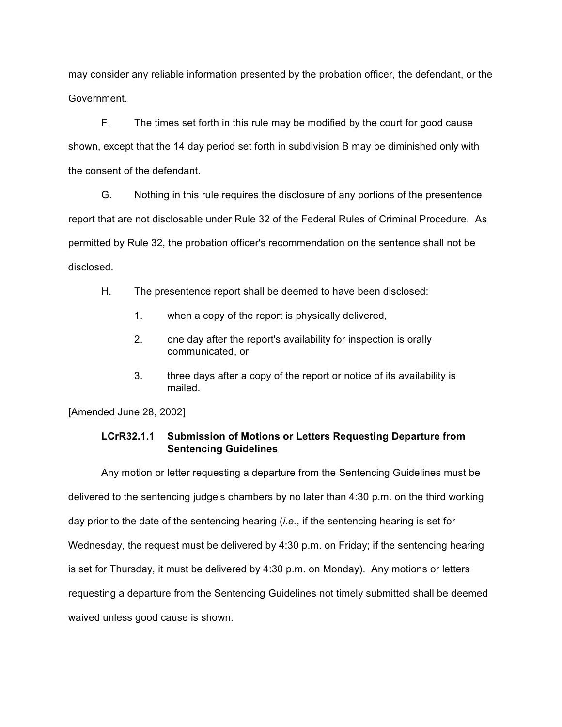may consider any reliable information presented by the probation officer, the defendant, or the Government.

F. The times set forth in this rule may be modified by the court for good cause shown, except that the 14 day period set forth in subdivision B may be diminished only with the consent of the defendant.

G. Nothing in this rule requires the disclosure of any portions of the presentence report that are not disclosable under Rule 32 of the Federal Rules of Criminal Procedure. As permitted by Rule 32, the probation officer's recommendation on the sentence shall not be disclosed.

H. The presentence report shall be deemed to have been disclosed:

1. when a copy of the report is physically delivered,
2. one day after the report's availability for inspection is orally communicated, or
3. three days after a copy of the report or notice of its availability is mailed.

[Amended June 28, 2002]

### LCrR32.1.1 Submission of Motions or Letters Requesting Departure from Sentencing Guidelines

Any motion or letter requesting a departure from the Sentencing Guidelines must be delivered to the sentencing judge's chambers by no later than 4:30 p.m. on the third working day prior to the date of the sentencing hearing (*i.e.*, if the sentencing hearing is set for Wednesday, the request must be delivered by 4:30 p.m. on Friday; if the sentencing hearing is set for Thursday, it must be delivered by 4:30 p.m. on Monday). Any motions or letters requesting a departure from the Sentencing Guidelines not timely submitted shall be deemed waived unless good cause is shown.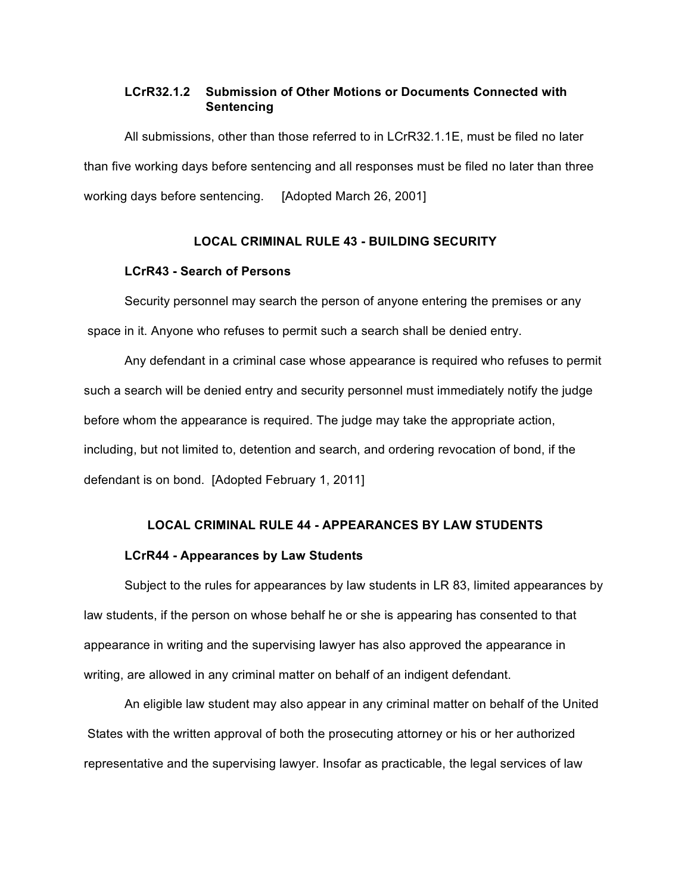**LCrR32.1.2 Submission of Other Motions or Documents Connected with Sentencing**

All submissions, other than those referred to in LCrR32.1.1E, must be filed no later than five working days before sentencing and all responses must be filed no later than three working days before sentencing. [Adopted March 26, 2001]

## LOCAL CRIMINAL RULE 43 - BUILDING SECURITY

**LCrR43 - Search of Persons**

Security personnel may search the person of anyone entering the premises or any space in it. Anyone who refuses to permit such a search shall be denied entry.

Any defendant in a criminal case whose appearance is required who refuses to permit such a search will be denied entry and security personnel must immediately notify the judge before whom the appearance is required. The judge may take the appropriate action, including, but not limited to, detention and search, and ordering revocation of bond, if the defendant is on bond. [Adopted February 1, 2011]

## LOCAL CRIMINAL RULE 44 - APPEARANCES BY LAW STUDENTS

**LCrR44 - Appearances by Law Students**

Subject to the rules for appearances by law students in LR 83, limited appearances by law students, if the person on whose behalf he or she is appearing has consented to that appearance in writing and the supervising lawyer has also approved the appearance in writing, are allowed in any criminal matter on behalf of an indigent defendant.

An eligible law student may also appear in any criminal matter on behalf of the United States with the written approval of both the prosecuting attorney or his or her authorized representative and the supervising lawyer. Insofar as practicable, the legal services of law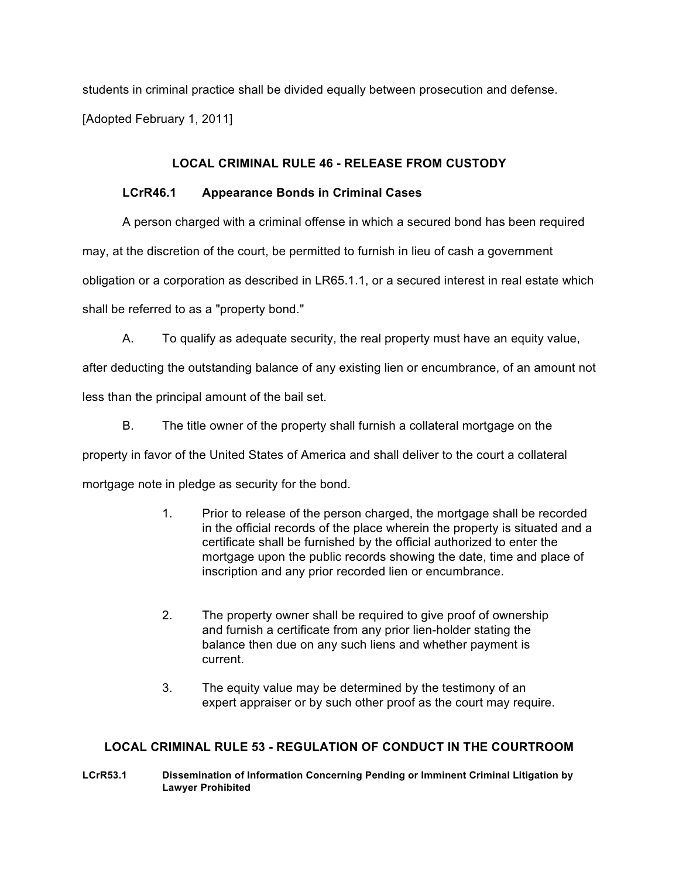students in criminal practice shall be divided equally between prosecution and defense.

[Adopted February 1, 2011]

## LOCAL CRIMINAL RULE 46 - RELEASE FROM CUSTODY

### LCrR46.1 Appearance Bonds in Criminal Cases

A person charged with a criminal offense in which a secured bond has been required may, at the discretion of the court, be permitted to furnish in lieu of cash a government obligation or a corporation as described in LR65.1.1, or a secured interest in real estate which shall be referred to as a "property bond."

A. To qualify as adequate security, the real property must have an equity value, after deducting the outstanding balance of any existing lien or encumbrance, of an amount not less than the principal amount of the bail set.

B. The title owner of the property shall furnish a collateral mortgage on the property in favor of the United States of America and shall deliver to the court a collateral mortgage note in pledge as security for the bond.

1. Prior to release of the person charged, the mortgage shall be recorded in the official records of the place wherein the property is situated and a certificate shall be furnished by the official authorized to enter the mortgage upon the public records showing the date, time and place of inscription and any prior recorded lien or encumbrance.

2. The property owner shall be required to give proof of ownership and furnish a certificate from any prior lien-holder stating the balance then due on any such liens and whether payment is current.

3. The equity value may be determined by the testimony of an expert appraiser or by such other proof as the court may require.

## LOCAL CRIMINAL RULE 53 - REGULATION OF CONDUCT IN THE COURTROOM

### LCrR53.1 Dissemination of Information Concerning Pending or Imminent Criminal Litigation by Lawyer Prohibited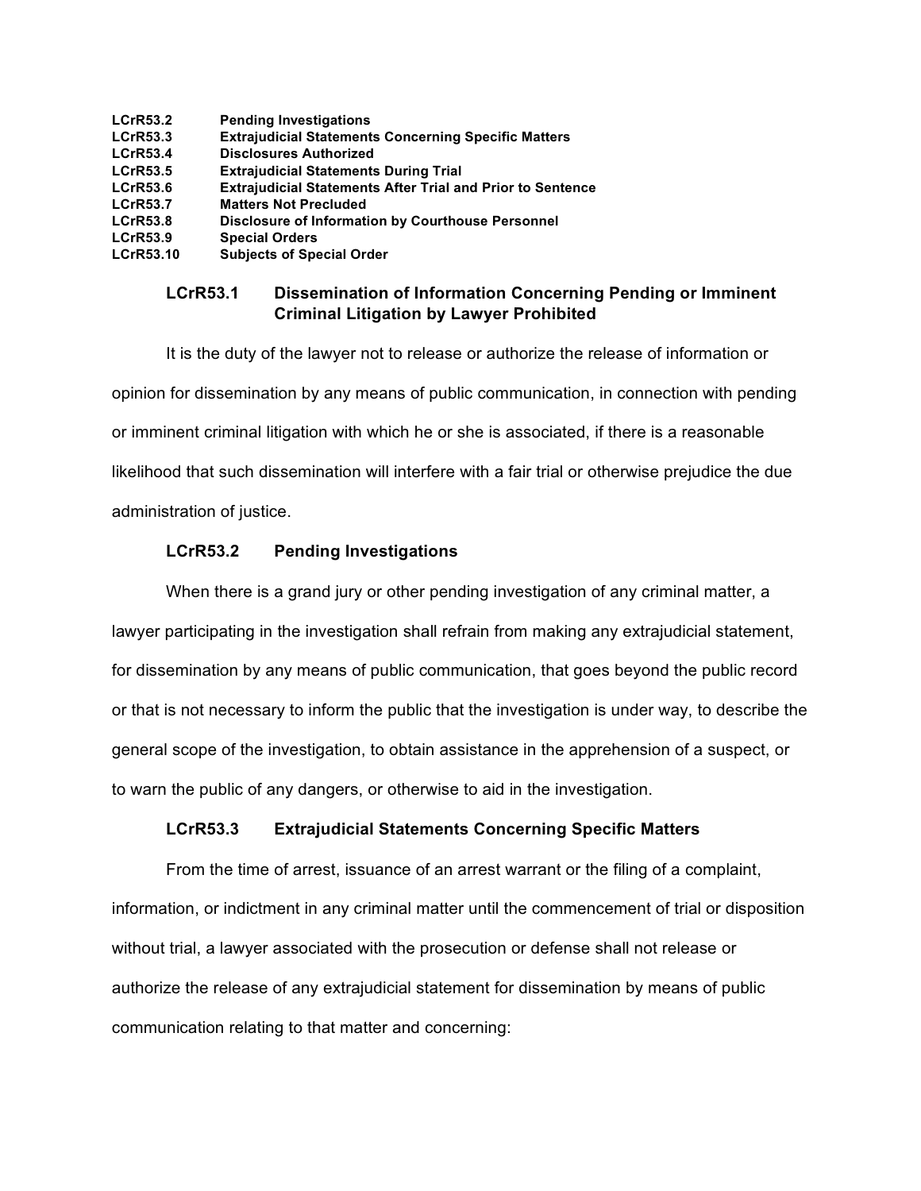| | |
|---|---|
| **LCrR53.2** | **Pending Investigations** |
| **LCrR53.3** | **Extrajudicial Statements Concerning Specific Matters** |
| **LCrR53.4** | **Disclosures Authorized** |
| **LCrR53.5** | **Extrajudicial Statements During Trial** |
| **LCrR53.6** | **Extrajudicial Statements After Trial and Prior to Sentence** |
| **LCrR53.7** | **Matters Not Precluded** |
| **LCrR53.8** | **Disclosure of Information by Courthouse Personnel** |
| **LCrR53.9** | **Special Orders** |
| **LCrR53.10** | **Subjects of Special Order** |

### LCrR53.1 Dissemination of Information Concerning Pending or Imminent Criminal Litigation by Lawyer Prohibited

It is the duty of the lawyer not to release or authorize the release of information or opinion for dissemination by any means of public communication, in connection with pending or imminent criminal litigation with which he or she is associated, if there is a reasonable likelihood that such dissemination will interfere with a fair trial or otherwise prejudice the due administration of justice.

### LCrR53.2 Pending Investigations

When there is a grand jury or other pending investigation of any criminal matter, a lawyer participating in the investigation shall refrain from making any extrajudicial statement, for dissemination by any means of public communication, that goes beyond the public record or that is not necessary to inform the public that the investigation is under way, to describe the general scope of the investigation, to obtain assistance in the apprehension of a suspect, or to warn the public of any dangers, or otherwise to aid in the investigation.

### LCrR53.3 Extrajudicial Statements Concerning Specific Matters

From the time of arrest, issuance of an arrest warrant or the filing of a complaint, information, or indictment in any criminal matter until the commencement of trial or disposition without trial, a lawyer associated with the prosecution or defense shall not release or authorize the release of any extrajudicial statement for dissemination by means of public communication relating to that matter and concerning: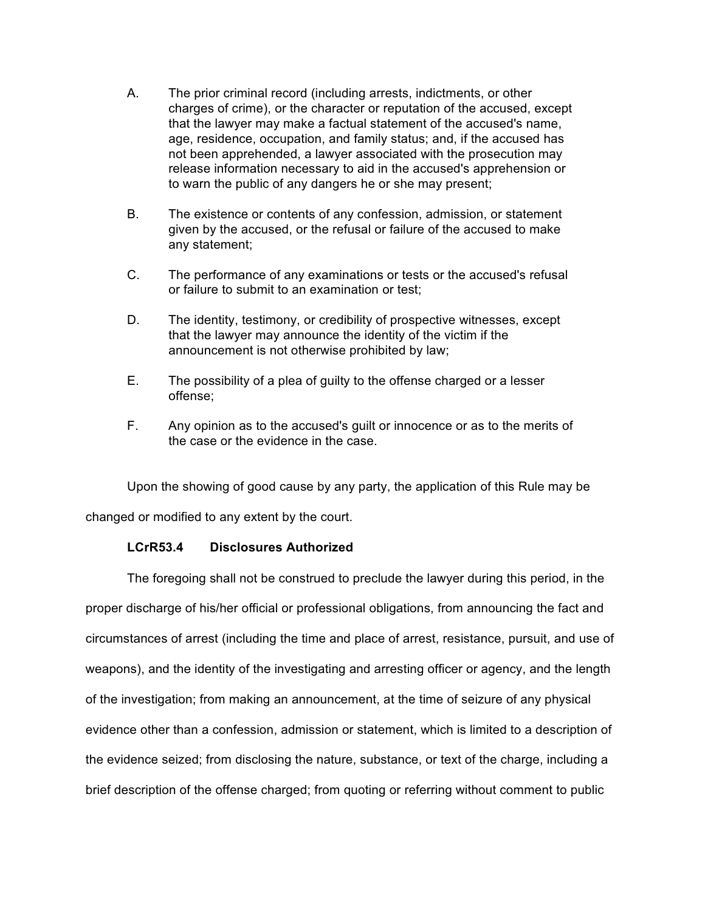A. The prior criminal record (including arrests, indictments, or other charges of crime), or the character or reputation of the accused, except that the lawyer may make a factual statement of the accused's name, age, residence, occupation, and family status; and, if the accused has not been apprehended, a lawyer associated with the prosecution may release information necessary to aid in the accused's apprehension or to warn the public of any dangers he or she may present;

B. The existence or contents of any confession, admission, or statement given by the accused, or the refusal or failure of the accused to make any statement;

C. The performance of any examinations or tests or the accused's refusal or failure to submit to an examination or test;

D. The identity, testimony, or credibility of prospective witnesses, except that the lawyer may announce the identity of the victim if the announcement is not otherwise prohibited by law;

E. The possibility of a plea of guilty to the offense charged or a lesser offense;

F. Any opinion as to the accused's guilt or innocence or as to the merits of the case or the evidence in the case.

Upon the showing of good cause by any party, the application of this Rule may be changed or modified to any extent by the court.

**LCrR53.4 Disclosures Authorized**

The foregoing shall not be construed to preclude the lawyer during this period, in the proper discharge of his/her official or professional obligations, from announcing the fact and circumstances of arrest (including the time and place of arrest, resistance, pursuit, and use of weapons), and the identity of the investigating and arresting officer or agency, and the length of the investigation; from making an announcement, at the time of seizure of any physical evidence other than a confession, admission or statement, which is limited to a description of the evidence seized; from disclosing the nature, substance, or text of the charge, including a brief description of the offense charged; from quoting or referring without comment to public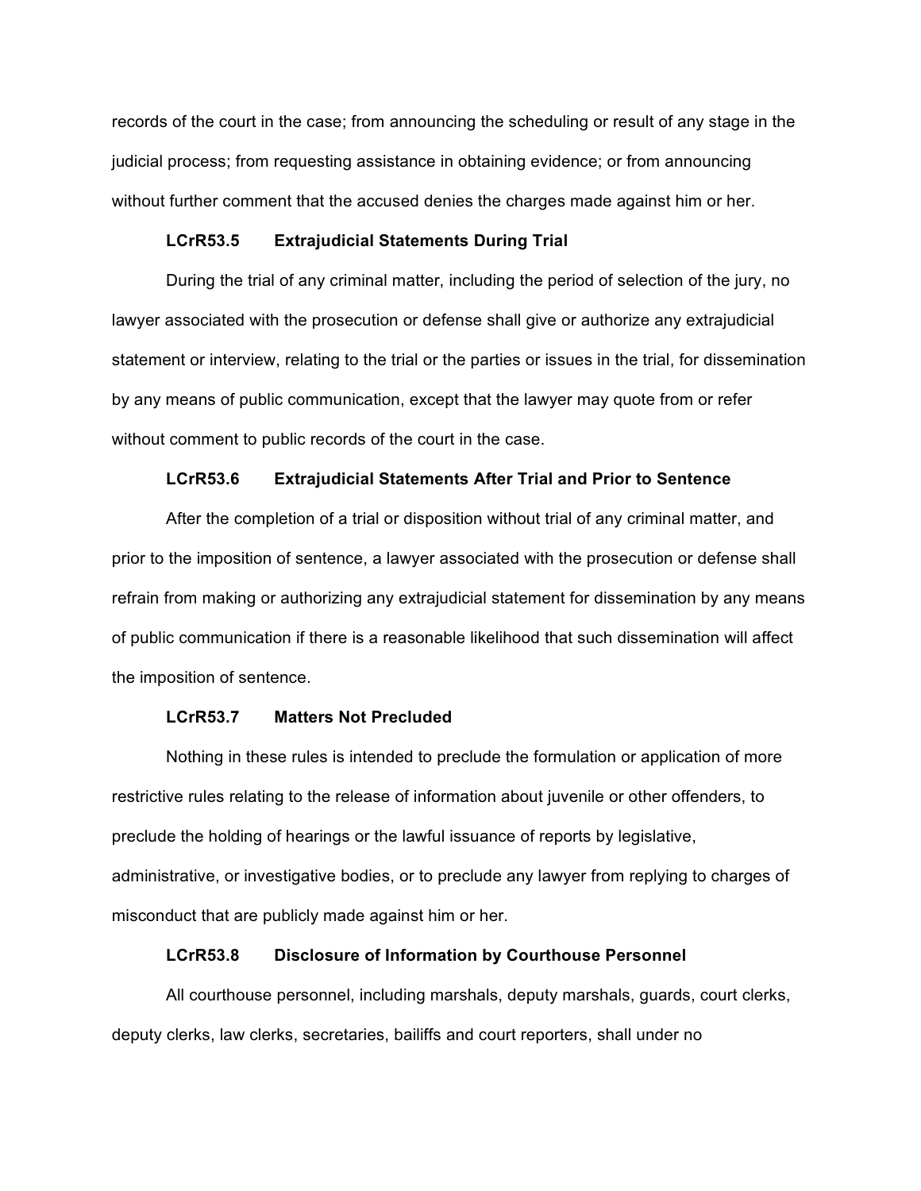records of the court in the case; from announcing the scheduling or result of any stage in the judicial process; from requesting assistance in obtaining evidence; or from announcing without further comment that the accused denies the charges made against him or her.

**LCrR53.5 Extrajudicial Statements During Trial**

During the trial of any criminal matter, including the period of selection of the jury, no lawyer associated with the prosecution or defense shall give or authorize any extrajudicial statement or interview, relating to the trial or the parties or issues in the trial, for dissemination by any means of public communication, except that the lawyer may quote from or refer without comment to public records of the court in the case.

**LCrR53.6 Extrajudicial Statements After Trial and Prior to Sentence**

After the completion of a trial or disposition without trial of any criminal matter, and prior to the imposition of sentence, a lawyer associated with the prosecution or defense shall refrain from making or authorizing any extrajudicial statement for dissemination by any means of public communication if there is a reasonable likelihood that such dissemination will affect the imposition of sentence.

**LCrR53.7 Matters Not Precluded**

Nothing in these rules is intended to preclude the formulation or application of more restrictive rules relating to the release of information about juvenile or other offenders, to preclude the holding of hearings or the lawful issuance of reports by legislative, administrative, or investigative bodies, or to preclude any lawyer from replying to charges of misconduct that are publicly made against him or her.

**LCrR53.8 Disclosure of Information by Courthouse Personnel**

All courthouse personnel, including marshals, deputy marshals, guards, court clerks, deputy clerks, law clerks, secretaries, bailiffs and court reporters, shall under no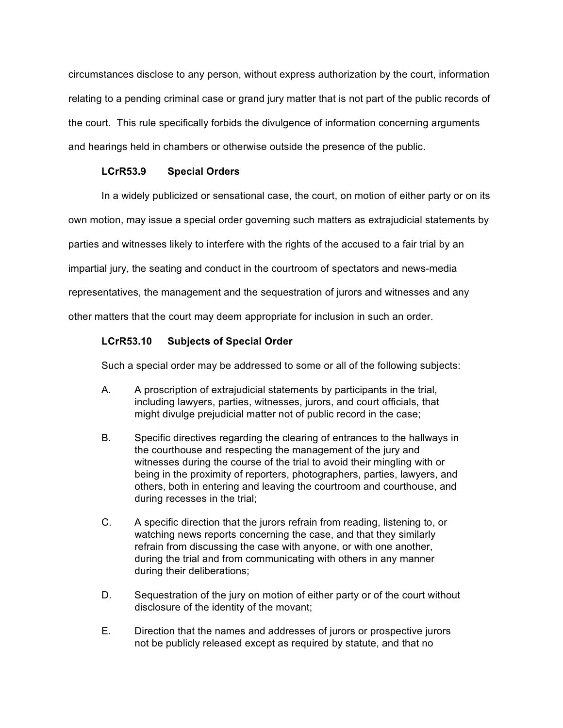circumstances disclose to any person, without express authorization by the court, information relating to a pending criminal case or grand jury matter that is not part of the public records of the court. This rule specifically forbids the divulgence of information concerning arguments and hearings held in chambers or otherwise outside the presence of the public.

**LCrR53.9 Special Orders**

In a widely publicized or sensational case, the court, on motion of either party or on its own motion, may issue a special order governing such matters as extrajudicial statements by parties and witnesses likely to interfere with the rights of the accused to a fair trial by an impartial jury, the seating and conduct in the courtroom of spectators and news-media representatives, the management and the sequestration of jurors and witnesses and any other matters that the court may deem appropriate for inclusion in such an order.

**LCrR53.10 Subjects of Special Order**

Such a special order may be addressed to some or all of the following subjects:

A. A proscription of extrajudicial statements by participants in the trial, including lawyers, parties, witnesses, jurors, and court officials, that might divulge prejudicial matter not of public record in the case;

B. Specific directives regarding the clearing of entrances to the hallways in the courthouse and respecting the management of the jury and witnesses during the course of the trial to avoid their mingling with or being in the proximity of reporters, photographers, parties, lawyers, and others, both in entering and leaving the courtroom and courthouse, and during recesses in the trial;

C. A specific direction that the jurors refrain from reading, listening to, or watching news reports concerning the case, and that they similarly refrain from discussing the case with anyone, or with one another, during the trial and from communicating with others in any manner during their deliberations;

D. Sequestration of the jury on motion of either party or of the court without disclosure of the identity of the movant;

E. Direction that the names and addresses of jurors or prospective jurors not be publicly released except as required by statute, and that no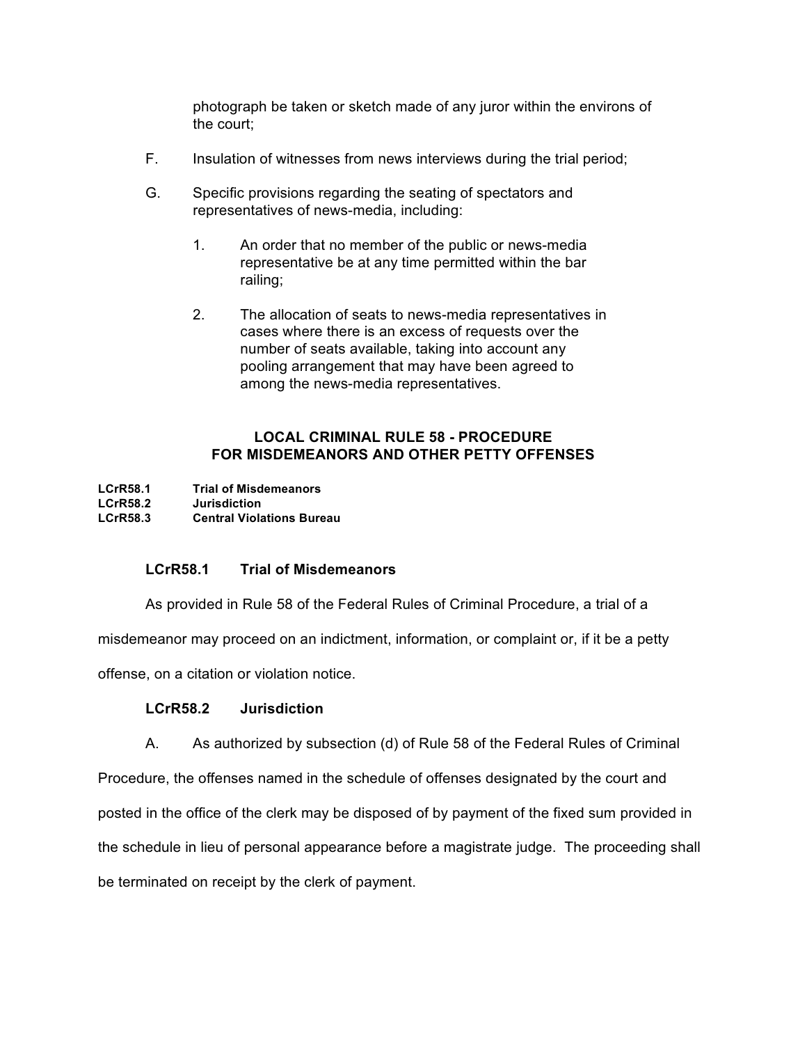photograph be taken or sketch made of any juror within the environs of the court;

F. Insulation of witnesses from news interviews during the trial period;

G. Specific provisions regarding the seating of spectators and representatives of news-media, including:

1. An order that no member of the public or news-media representative be at any time permitted within the bar railing;

2. The allocation of seats to news-media representatives in cases where there is an excess of requests over the number of seats available, taking into account any pooling arrangement that may have been agreed to among the news-media representatives.

## LOCAL CRIMINAL RULE 58 - PROCEDURE FOR MISDEMEANORS AND OTHER PETTY OFFENSES

**LCrR58.1 Trial of Misdemeanors**
**LCrR58.2 Jurisdiction**
**LCrR58.3 Central Violations Bureau**

### LCrR58.1 Trial of Misdemeanors

As provided in Rule 58 of the Federal Rules of Criminal Procedure, a trial of a misdemeanor may proceed on an indictment, information, or complaint or, if it be a petty offense, on a citation or violation notice.

### LCrR58.2 Jurisdiction

A. As authorized by subsection (d) of Rule 58 of the Federal Rules of Criminal Procedure, the offenses named in the schedule of offenses designated by the court and posted in the office of the clerk may be disposed of by payment of the fixed sum provided in the schedule in lieu of personal appearance before a magistrate judge. The proceeding shall be terminated on receipt by the clerk of payment.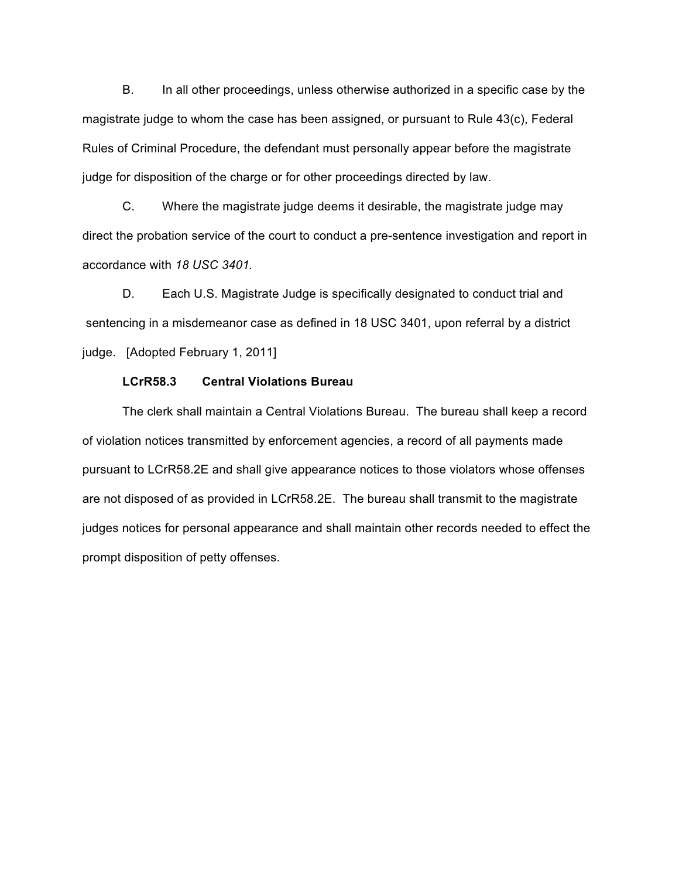B. In all other proceedings, unless otherwise authorized in a specific case by the magistrate judge to whom the case has been assigned, or pursuant to Rule 43(c), Federal Rules of Criminal Procedure, the defendant must personally appear before the magistrate judge for disposition of the charge or for other proceedings directed by law.

C. Where the magistrate judge deems it desirable, the magistrate judge may direct the probation service of the court to conduct a pre-sentence investigation and report in accordance with *18 USC 3401.*

D. Each U.S. Magistrate Judge is specifically designated to conduct trial and sentencing in a misdemeanor case as defined in 18 USC 3401, upon referral by a district judge. [Adopted February 1, 2011]

**LCrR58.3 Central Violations Bureau**

The clerk shall maintain a Central Violations Bureau. The bureau shall keep a record of violation notices transmitted by enforcement agencies, a record of all payments made pursuant to LCrR58.2E and shall give appearance notices to those violators whose offenses are not disposed of as provided in LCrR58.2E. The bureau shall transmit to the magistrate judges notices for personal appearance and shall maintain other records needed to effect the prompt disposition of petty offenses.